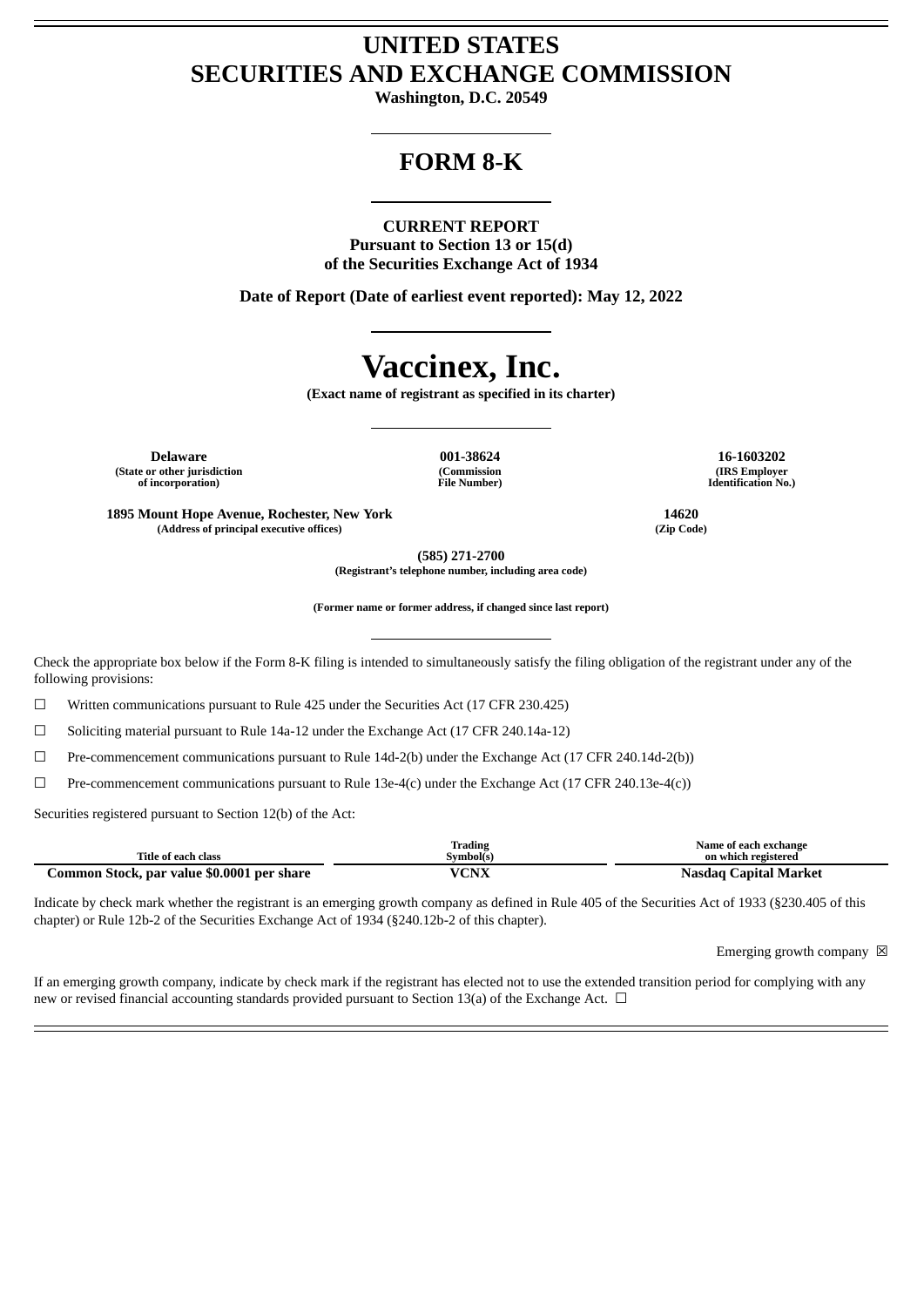# UNITED STATES
# SECURITIES AND EXCHANGE COMMISSION

**Washington, D.C. 20549**

## FORM 8-K

**CURRENT REPORT**
**Pursuant to Section 13 or 15(d)**
**of the Securities Exchange Act of 1934**

**Date of Report (Date of earliest event reported): May 12, 2022**

# Vaccinex, Inc.

**(Exact name of registrant as specified in its charter)**

| Delaware | 001-38624 | 16-1603202 |
|---|---|---|
| (State or other jurisdiction of incorporation) | (Commission File Number) | (IRS Employer Identification No.) |

| 1895 Mount Hope Avenue, Rochester, New York | 14620 |
|---|---|
| (Address of principal executive offices) | (Zip Code) |

**(585) 271-2700**
**(Registrant's telephone number, including area code)**

**(Former name or former address, if changed since last report)**

Check the appropriate box below if the Form 8-K filing is intended to simultaneously satisfy the filing obligation of the registrant under any of the following provisions:

☐ Written communications pursuant to Rule 425 under the Securities Act (17 CFR 230.425)

☐ Soliciting material pursuant to Rule 14a-12 under the Exchange Act (17 CFR 240.14a-12)

☐ Pre-commencement communications pursuant to Rule 14d-2(b) under the Exchange Act (17 CFR 240.14d-2(b))

☐ Pre-commencement communications pursuant to Rule 13e-4(c) under the Exchange Act (17 CFR 240.13e-4(c))

Securities registered pursuant to Section 12(b) of the Act:

| Title of each class | Trading Symbol(s) | Name of each exchange on which registered |
|---|---|---|
| **Common Stock, par value $0.0001 per share** | **VCNX** | **Nasdaq Capital Market** |

Indicate by check mark whether the registrant is an emerging growth company as defined in Rule 405 of the Securities Act of 1933 (§230.405 of this chapter) or Rule 12b-2 of the Securities Exchange Act of 1934 (§240.12b-2 of this chapter).

Emerging growth company ☒

If an emerging growth company, indicate by check mark if the registrant has elected not to use the extended transition period for complying with any new or revised financial accounting standards provided pursuant to Section 13(a) of the Exchange Act. ☐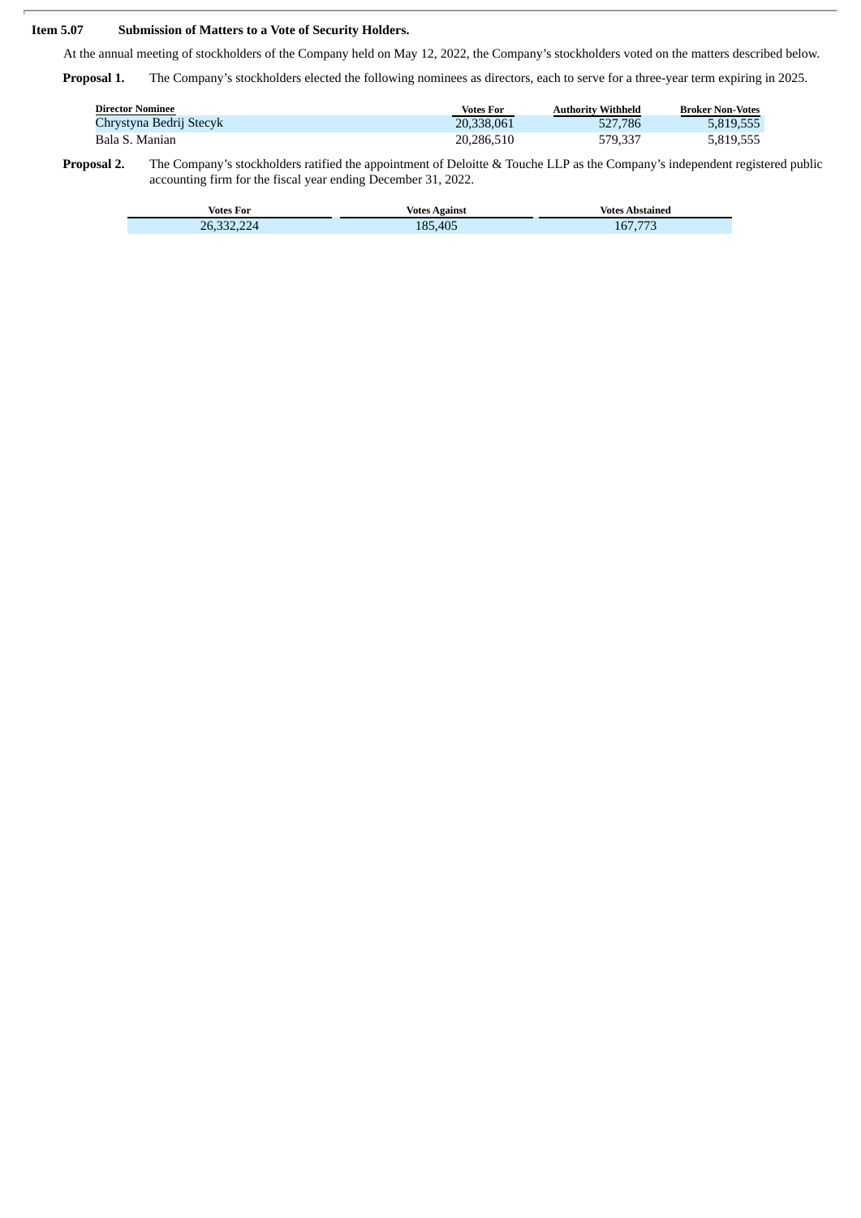**Item 5.07 Submission of Matters to a Vote of Security Holders.**

At the annual meeting of stockholders of the Company held on May 12, 2022, the Company's stockholders voted on the matters described below.

**Proposal 1.** The Company's stockholders elected the following nominees as directors, each to serve for a three-year term expiring in 2025.

| Director Nominee | Votes For | Authority Withheld | Broker Non-Votes |
|---|---|---|---|
| Chrystyna Bedrij Stecyk | 20,338,061 | 527,786 | 5,819,555 |
| Bala S. Manian | 20,286,510 | 579,337 | 5,819,555 |

**Proposal 2.** The Company's stockholders ratified the appointment of Deloitte & Touche LLP as the Company's independent registered public accounting firm for the fiscal year ending December 31, 2022.

| Votes For | Votes Against | Votes Abstained |
|---|---|---|
| 26,332,224 | 185,405 | 167,773 |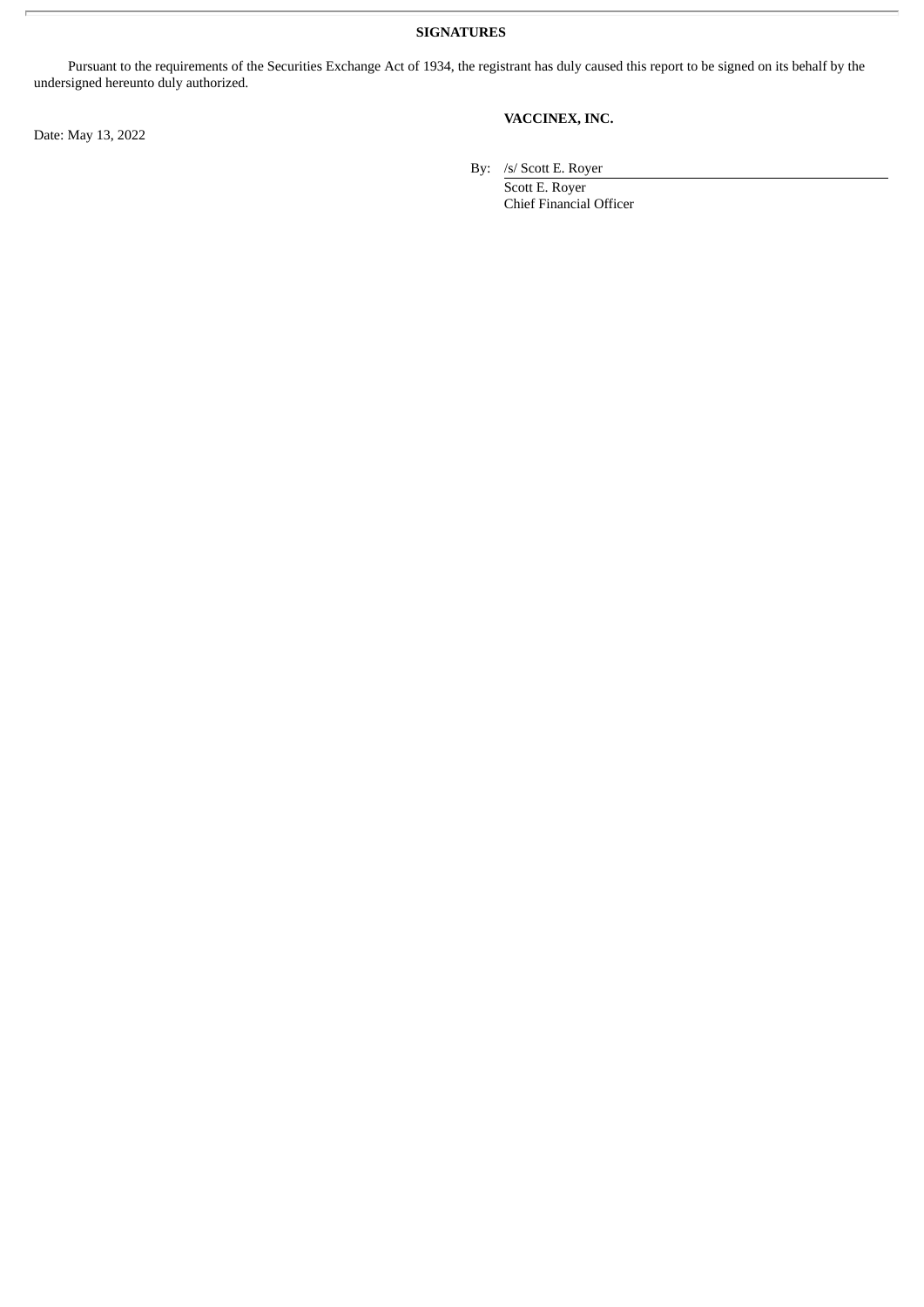**SIGNATURES**

Pursuant to the requirements of the Securities Exchange Act of 1934, the registrant has duly caused this report to be signed on its behalf by the undersigned hereunto duly authorized.

**VACCINEX, INC.**

Date: May 13, 2022

By: /s/ Scott E. Royer

Scott E. Royer
Chief Financial Officer